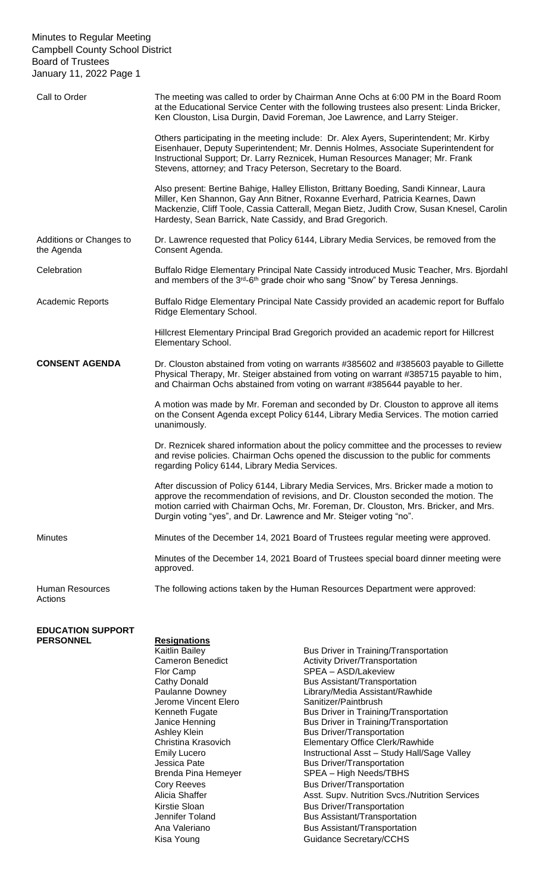Minutes to Regular Meeting
Campbell County School District
Board of Trustees
January 11, 2022

**Call to Order**

The meeting was called to order by Chairman Anne Ochs at 6:00 PM in the Board Room at the Educational Service Center with the following trustees also present: Linda Bricker, Ken Clouston, Lisa Durgin, David Foreman, Joe Lawrence, and Larry Steiger.

Others participating in the meeting include: Dr. Alex Ayers, Superintendent; Mr. Kirby Eisenhauer, Deputy Superintendent; Mr. Dennis Holmes, Associate Superintendent for Instructional Support; Dr. Larry Reznicek, Human Resources Manager; Mr. Frank Stevens, attorney; and Tracy Peterson, Secretary to the Board.

Also present: Bertine Bahige, Halley Elliston, Brittany Boeding, Sandi Kinnear, Laura Miller, Ken Shannon, Gay Ann Bitner, Roxanne Everhard, Patricia Kearnes, Dawn Mackenzie, Cliff Toole, Cassia Catterall, Megan Bietz, Judith Crow, Susan Knesel, Carolin Hardesty, Sean Barrick, Nate Cassidy, and Brad Gregorich.

**Additions or Changes to the Agenda**

Dr. Lawrence requested that Policy 6144, Library Media Services, be removed from the Consent Agenda.

**Celebration**

Buffalo Ridge Elementary Principal Nate Cassidy introduced Music Teacher, Mrs. Bjordahl and members of the 3rd-6th grade choir who sang "Snow" by Teresa Jennings.

**Academic Reports**

Buffalo Ridge Elementary Principal Nate Cassidy provided an academic report for Buffalo Ridge Elementary School.

Hillcrest Elementary Principal Brad Gregorich provided an academic report for Hillcrest Elementary School.

**CONSENT AGENDA**

Dr. Clouston abstained from voting on warrants #385602 and #385603 payable to Gillette Physical Therapy, Mr. Steiger abstained from voting on warrant #385715 payable to him, and Chairman Ochs abstained from voting on warrant #385644 payable to her.

A motion was made by Mr. Foreman and seconded by Dr. Clouston to approve all items on the Consent Agenda except Policy 6144, Library Media Services. The motion carried unanimously.

Dr. Reznicek shared information about the policy committee and the processes to review and revise policies. Chairman Ochs opened the discussion to the public for comments regarding Policy 6144, Library Media Services.

After discussion of Policy 6144, Library Media Services, Mrs. Bricker made a motion to approve the recommendation of revisions, and Dr. Clouston seconded the motion. The motion carried with Chairman Ochs, Mr. Foreman, Dr. Clouston, Mrs. Bricker, and Mrs. Durgin voting "yes", and Dr. Lawrence and Mr. Steiger voting "no".

**Minutes**

Minutes of the December 14, 2021 Board of Trustees regular meeting were approved.

Minutes of the December 14, 2021 Board of Trustees special board dinner meeting were approved.

**Human Resources Actions**

The following actions taken by the Human Resources Department were approved:

**EDUCATION SUPPORT PERSONNEL**

**Resignations**

| Name | Position |
|---|---|
| Kaitlin Bailey | Bus Driver in Training/Transportation |
| Cameron Benedict | Activity Driver/Transportation |
| Flor Camp | SPEA – ASD/Lakeview |
| Cathy Donald | Bus Assistant/Transportation |
| Paulanne Downey | Library/Media Assistant/Rawhide |
| Jerome Vincent Elero | Sanitizer/Paintbrush |
| Kenneth Fugate | Bus Driver in Training/Transportation |
| Janice Henning | Bus Driver in Training/Transportation |
| Ashley Klein | Bus Driver/Transportation |
| Christina Krasovich | Elementary Office Clerk/Rawhide |
| Emily Lucero | Instructional Asst – Study Hall/Sage Valley |
| Jessica Pate | Bus Driver/Transportation |
| Brenda Pina Hemeyer | SPEA – High Needs/TBHS |
| Cory Reeves | Bus Driver/Transportation |
| Alicia Shaffer | Asst. Supv. Nutrition Svcs./Nutrition Services |
| Kirstie Sloan | Bus Driver/Transportation |
| Jennifer Toland | Bus Assistant/Transportation |
| Ana Valeriano | Bus Assistant/Transportation |
| Kisa Young | Guidance Secretary/CCHS |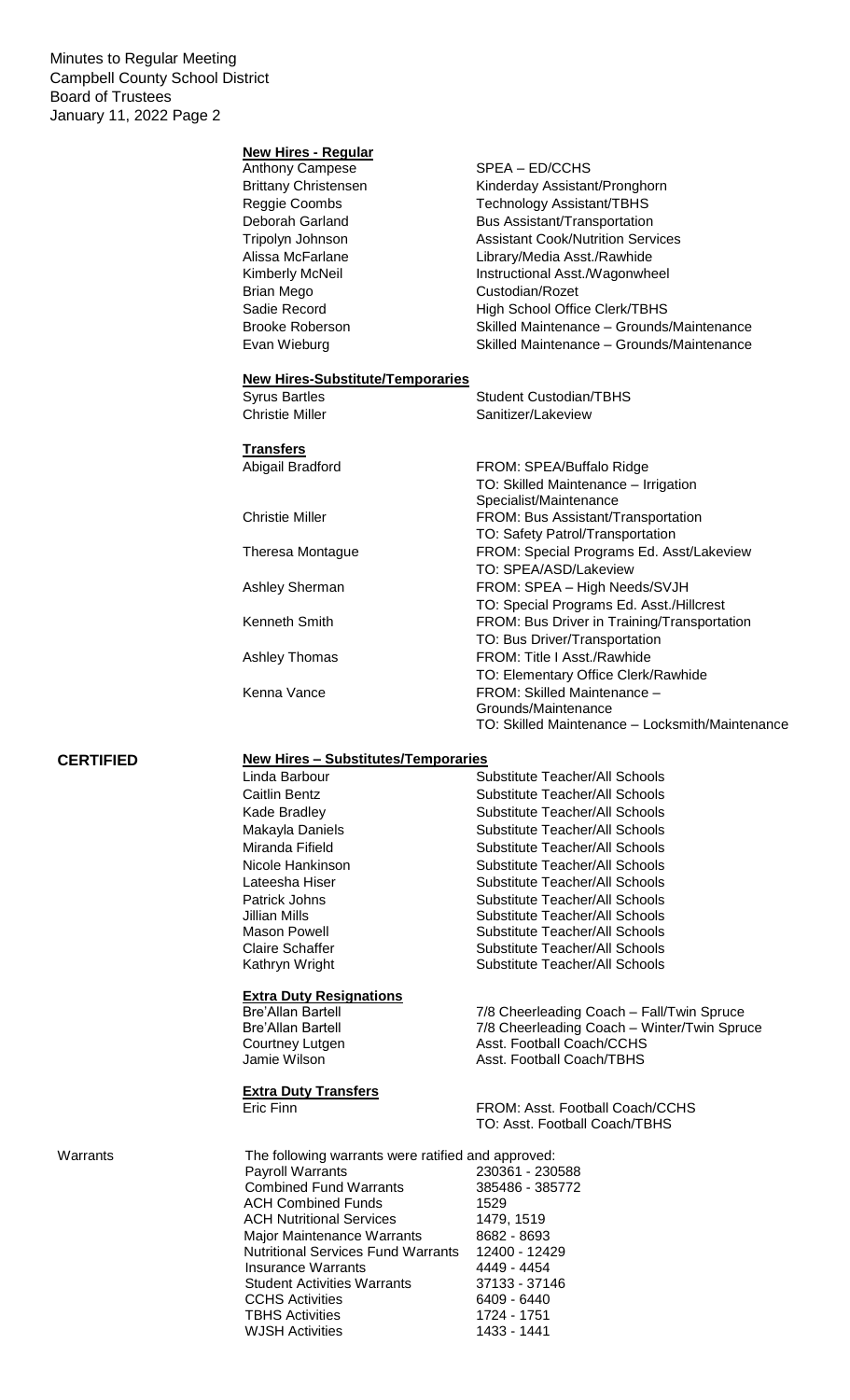Minutes to Regular Meeting
Campbell County School District
Board of Trustees
January 11, 2022 Page 2

**New Hires - Regular**

| | |
|---|---|
| Anthony Campese | SPEA – ED/CCHS |
| Brittany Christensen | Kinderday Assistant/Pronghorn |
| Reggie Coombs | Technology Assistant/TBHS |
| Deborah Garland | Bus Assistant/Transportation |
| Tripolyn Johnson | Assistant Cook/Nutrition Services |
| Alissa McFarlane | Library/Media Asst./Rawhide |
| Kimberly McNeil | Instructional Asst./Wagonwheel |
| Brian Mego | Custodian/Rozet |
| Sadie Record | High School Office Clerk/TBHS |
| Brooke Roberson | Skilled Maintenance – Grounds/Maintenance |
| Evan Wieburg | Skilled Maintenance – Grounds/Maintenance |

**New Hires-Substitute/Temporaries**

| | |
|---|---|
| Syrus Bartles | Student Custodian/TBHS |
| Christie Miller | Sanitizer/Lakeview |

**Transfers**

| | |
|---|---|
| Abigail Bradford | FROM: SPEA/Buffalo Ridge<br>TO: Skilled Maintenance – Irrigation Specialist/Maintenance |
| Christie Miller | FROM: Bus Assistant/Transportation<br>TO: Safety Patrol/Transportation |
| Theresa Montague | FROM: Special Programs Ed. Asst/Lakeview<br>TO: SPEA/ASD/Lakeview |
| Ashley Sherman | FROM: SPEA – High Needs/SVJH<br>TO: Special Programs Ed. Asst./Hillcrest |
| Kenneth Smith | FROM: Bus Driver in Training/Transportation<br>TO: Bus Driver/Transportation |
| Ashley Thomas | FROM: Title I Asst./Rawhide<br>TO: Elementary Office Clerk/Rawhide |
| Kenna Vance | FROM: Skilled Maintenance – Grounds/Maintenance<br>TO: Skilled Maintenance – Locksmith/Maintenance |

**CERTIFIED**

**New Hires – Substitutes/Temporaries**

| | |
|---|---|
| Linda Barbour | Substitute Teacher/All Schools |
| Caitlin Bentz | Substitute Teacher/All Schools |
| Kade Bradley | Substitute Teacher/All Schools |
| Makayla Daniels | Substitute Teacher/All Schools |
| Miranda Fifield | Substitute Teacher/All Schools |
| Nicole Hankinson | Substitute Teacher/All Schools |
| Lateesha Hiser | Substitute Teacher/All Schools |
| Patrick Johns | Substitute Teacher/All Schools |
| Jillian Mills | Substitute Teacher/All Schools |
| Mason Powell | Substitute Teacher/All Schools |
| Claire Schaffer | Substitute Teacher/All Schools |
| Kathryn Wright | Substitute Teacher/All Schools |

**Extra Duty Resignations**

| | |
|---|---|
| Bre'Allan Bartell | 7/8 Cheerleading Coach – Fall/Twin Spruce |
| Bre'Allan Bartell | 7/8 Cheerleading Coach – Winter/Twin Spruce |
| Courtney Lutgen | Asst. Football Coach/CCHS |
| Jamie Wilson | Asst. Football Coach/TBHS |

**Extra Duty Transfers**

| | |
|---|---|
| Eric Finn | FROM: Asst. Football Coach/CCHS<br>TO: Asst. Football Coach/TBHS |

Warrants

The following warrants were ratified and approved:

| | |
|---|---|
| Payroll Warrants | 230361 - 230588 |
| Combined Fund Warrants | 385486 - 385772 |
| ACH Combined Funds | 1529 |
| ACH Nutritional Services | 1479, 1519 |
| Major Maintenance Warrants | 8682 - 8693 |
| Nutritional Services Fund Warrants | 12400 - 12429 |
| Insurance Warrants | 4449 - 4454 |
| Student Activities Warrants | 37133 - 37146 |
| CCHS Activities | 6409 - 6440 |
| TBHS Activities | 1724 - 1751 |
| WJSH Activities | 1433 - 1441 |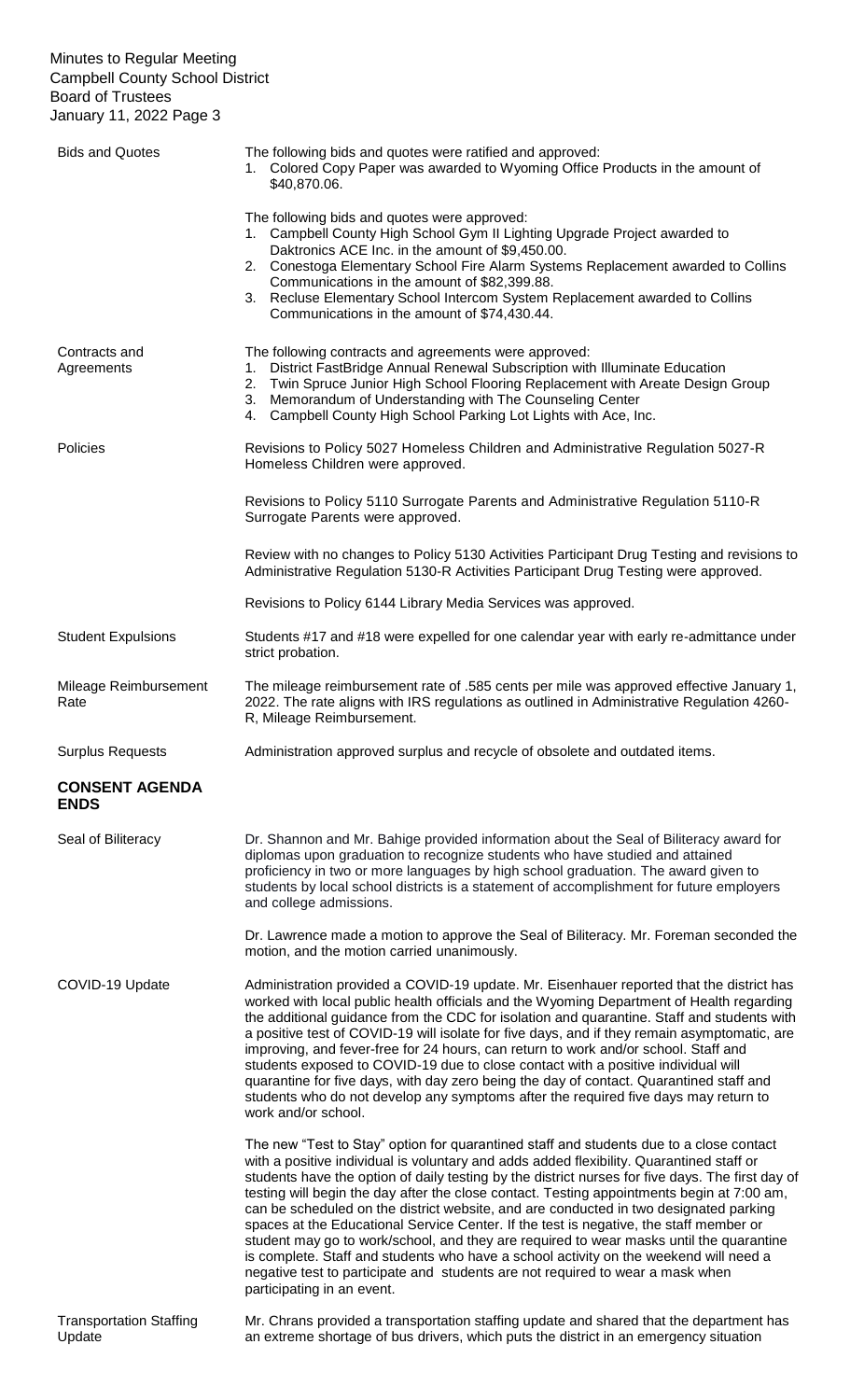| | |
|---|---|
| Bids and Quotes | The following bids and quotes were ratified and approved:<br>1. Colored Copy Paper was awarded to Wyoming Office Products in the amount of $40,870.06.<br><br>The following bids and quotes were approved:<br>1. Campbell County High School Gym II Lighting Upgrade Project awarded to Daktronics ACE Inc. in the amount of $9,450.00.<br>2. Conestoga Elementary School Fire Alarm Systems Replacement awarded to Collins Communications in the amount of $82,399.88.<br>3. Recluse Elementary School Intercom System Replacement awarded to Collins Communications in the amount of $74,430.44. |
| Contracts and Agreements | The following contracts and agreements were approved:<br>1. District FastBridge Annual Renewal Subscription with Illuminate Education<br>2. Twin Spruce Junior High School Flooring Replacement with Areate Design Group<br>3. Memorandum of Understanding with The Counseling Center<br>4. Campbell County High School Parking Lot Lights with Ace, Inc. |
| Policies | Revisions to Policy 5027 Homeless Children and Administrative Regulation 5027-R Homeless Children were approved.<br><br>Revisions to Policy 5110 Surrogate Parents and Administrative Regulation 5110-R Surrogate Parents were approved.<br><br>Review with no changes to Policy 5130 Activities Participant Drug Testing and revisions to Administrative Regulation 5130-R Activities Participant Drug Testing were approved.<br><br>Revisions to Policy 6144 Library Media Services was approved. |
| Student Expulsions | Students #17 and #18 were expelled for one calendar year with early re-admittance under strict probation. |
| Mileage Reimbursement Rate | The mileage reimbursement rate of .585 cents per mile was approved effective January 1, 2022. The rate aligns with IRS regulations as outlined in Administrative Regulation 4260-R, Mileage Reimbursement. |
| Surplus Requests | Administration approved surplus and recycle of obsolete and outdated items. |

**CONSENT AGENDA ENDS**

| | |
|---|---|
| Seal of Biliteracy | Dr. Shannon and Mr. Bahige provided information about the Seal of Biliteracy award for diplomas upon graduation to recognize students who have studied and attained proficiency in two or more languages by high school graduation. The award given to students by local school districts is a statement of accomplishment for future employers and college admissions.<br><br>Dr. Lawrence made a motion to approve the Seal of Biliteracy. Mr. Foreman seconded the motion, and the motion carried unanimously. |
| COVID-19 Update | Administration provided a COVID-19 update. Mr. Eisenhauer reported that the district has worked with local public health officials and the Wyoming Department of Health regarding the additional guidance from the CDC for isolation and quarantine. Staff and students with a positive test of COVID-19 will isolate for five days, and if they remain asymptomatic, are improving, and fever-free for 24 hours, can return to work and/or school. Staff and students exposed to COVID-19 due to close contact with a positive individual will quarantine for five days, with day zero being the day of contact. Quarantined staff and students who do not develop any symptoms after the required five days may return to work and/or school.<br><br>The new "Test to Stay" option for quarantined staff and students due to a close contact with a positive individual is voluntary and adds added flexibility. Quarantined staff or students have the option of daily testing by the district nurses for five days. The first day of testing will begin the day after the close contact. Testing appointments begin at 7:00 am, can be scheduled on the district website, and are conducted in two designated parking spaces at the Educational Service Center. If the test is negative, the staff member or student may go to work/school, and they are required to wear masks until the quarantine is complete. Staff and students who have a school activity on the weekend will need a negative test to participate and students are not required to wear a mask when participating in an event. |
| Transportation Staffing Update | Mr. Chrans provided a transportation staffing update and shared that the department has an extreme shortage of bus drivers, which puts the district in an emergency situation |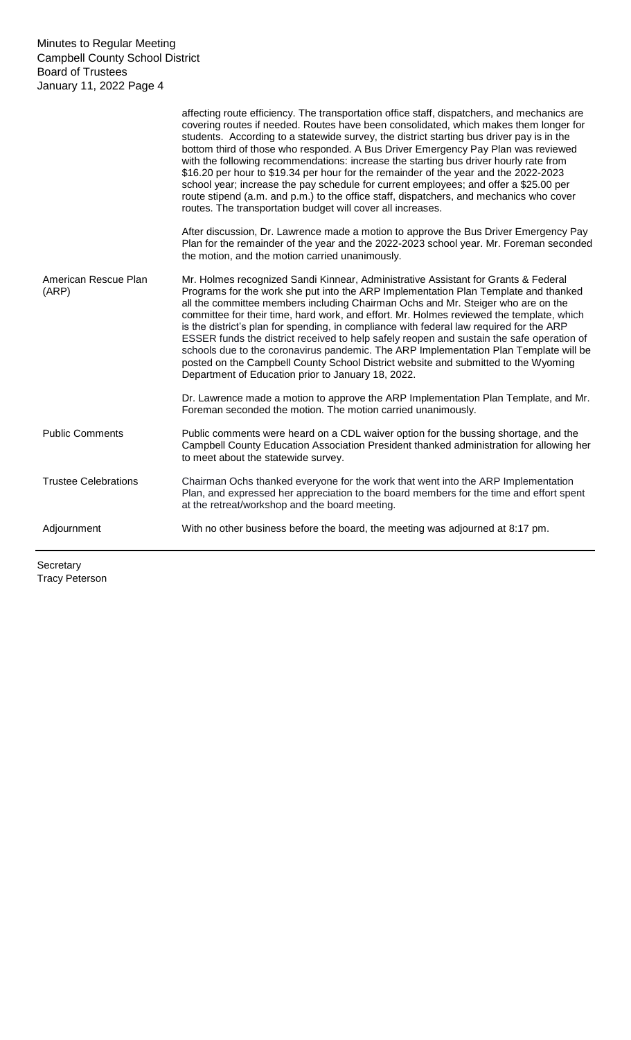affecting route efficiency. The transportation office staff, dispatchers, and mechanics are covering routes if needed. Routes have been consolidated, which makes them longer for students. According to a statewide survey, the district starting bus driver pay is in the bottom third of those who responded. A Bus Driver Emergency Pay Plan was reviewed with the following recommendations: increase the starting bus driver hourly rate from $16.20 per hour to $19.34 per hour for the remainder of the year and the 2022-2023 school year; increase the pay schedule for current employees; and offer a $25.00 per route stipend (a.m. and p.m.) to the office staff, dispatchers, and mechanics who cover routes. The transportation budget will cover all increases.

After discussion, Dr. Lawrence made a motion to approve the Bus Driver Emergency Pay Plan for the remainder of the year and the 2022-2023 school year. Mr. Foreman seconded the motion, and the motion carried unanimously.

**American Rescue Plan (ARP)**

Mr. Holmes recognized Sandi Kinnear, Administrative Assistant for Grants & Federal Programs for the work she put into the ARP Implementation Plan Template and thanked all the committee members including Chairman Ochs and Mr. Steiger who are on the committee for their time, hard work, and effort. Mr. Holmes reviewed the template, which is the district's plan for spending, in compliance with federal law required for the ARP ESSER funds the district received to help safely reopen and sustain the safe operation of schools due to the coronavirus pandemic. The ARP Implementation Plan Template will be posted on the Campbell County School District website and submitted to the Wyoming Department of Education prior to January 18, 2022.

Dr. Lawrence made a motion to approve the ARP Implementation Plan Template, and Mr. Foreman seconded the motion. The motion carried unanimously.

**Public Comments**

Public comments were heard on a CDL waiver option for the bussing shortage, and the Campbell County Education Association President thanked administration for allowing her to meet about the statewide survey.

**Trustee Celebrations**

Chairman Ochs thanked everyone for the work that went into the ARP Implementation Plan, and expressed her appreciation to the board members for the time and effort spent at the retreat/workshop and the board meeting.

**Adjournment**

With no other business before the board, the meeting was adjourned at 8:17 pm.

---

Secretary
Tracy Peterson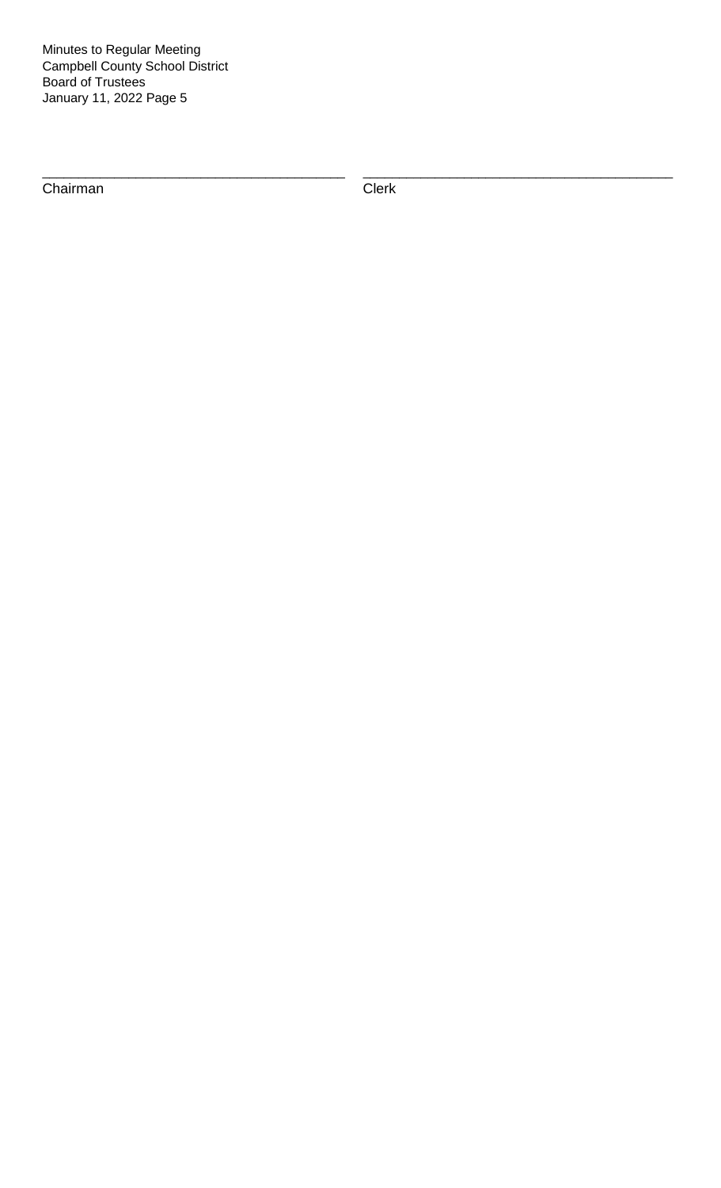\_\_\_\_\_\_\_\_\_\_\_\_\_\_\_\_\_\_\_\_\_\_\_\_\_\_\_\_\_\_\_\_\_\_\_\_\_\_\_\_ \_\_\_\_\_\_\_\_\_\_\_\_\_\_\_\_\_\_\_\_\_\_\_\_\_\_\_\_\_\_\_\_\_\_\_\_\_\_\_\_

Chairman Clerk